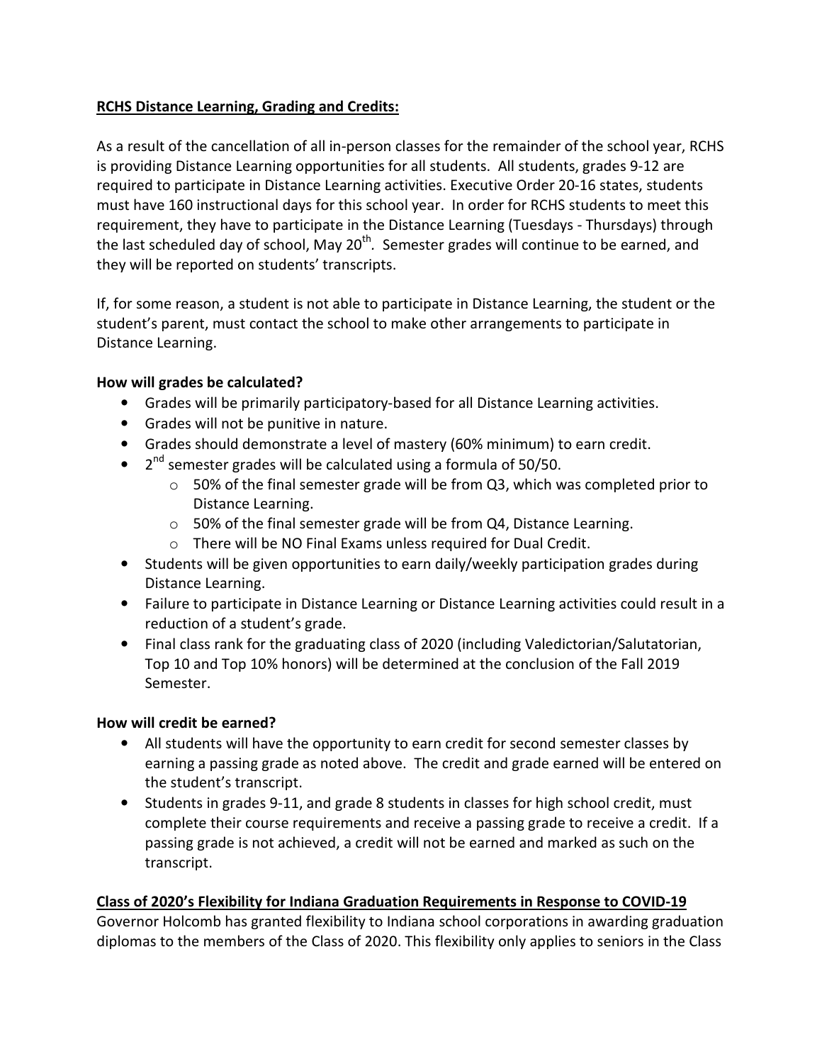## **RCHS Distance Learning, Grading and Credits:**

As a result of the cancellation of all in-person classes for the remainder of the school year, RCHS is providing Distance Learning opportunities for all students. All students, grades 9-12 are required to participate in Distance Learning activities. Executive Order 20-16 states, students must have 160 instructional days for this school year. In order for RCHS students to meet this requirement, they have to participate in the Distance Learning (Tuesdays - Thursdays) through the last scheduled day of school, May 20th. Semester grades will continue to be earned, and they will be reported on students' transcripts.

If, for some reason, a student is not able to participate in Distance Learning, the student or the student's parent, must contact the school to make other arrangements to participate in Distance Learning.

### **How will grades be calculated?**

- Grades will be primarily participatory-based for all Distance Learning activities.
- Grades will not be punitive in nature.
- Grades should demonstrate a level of mastery (60% minimum) to earn credit.
- 2nd semester grades will be calculated using a formula of 50/50.
    - 50% of the final semester grade will be from Q3, which was completed prior to Distance Learning.
    - 50% of the final semester grade will be from Q4, Distance Learning.
    - There will be NO Final Exams unless required for Dual Credit.
- Students will be given opportunities to earn daily/weekly participation grades during Distance Learning.
- Failure to participate in Distance Learning or Distance Learning activities could result in a reduction of a student's grade.
- Final class rank for the graduating class of 2020 (including Valedictorian/Salutatorian, Top 10 and Top 10% honors) will be determined at the conclusion of the Fall 2019 Semester.

### **How will credit be earned?**

- All students will have the opportunity to earn credit for second semester classes by earning a passing grade as noted above. The credit and grade earned will be entered on the student's transcript.
- Students in grades 9-11, and grade 8 students in classes for high school credit, must complete their course requirements and receive a passing grade to receive a credit. If a passing grade is not achieved, a credit will not be earned and marked as such on the transcript.

## **Class of 2020's Flexibility for Indiana Graduation Requirements in Response to COVID-19**

Governor Holcomb has granted flexibility to Indiana school corporations in awarding graduation diplomas to the members of the Class of 2020. This flexibility only applies to seniors in the Class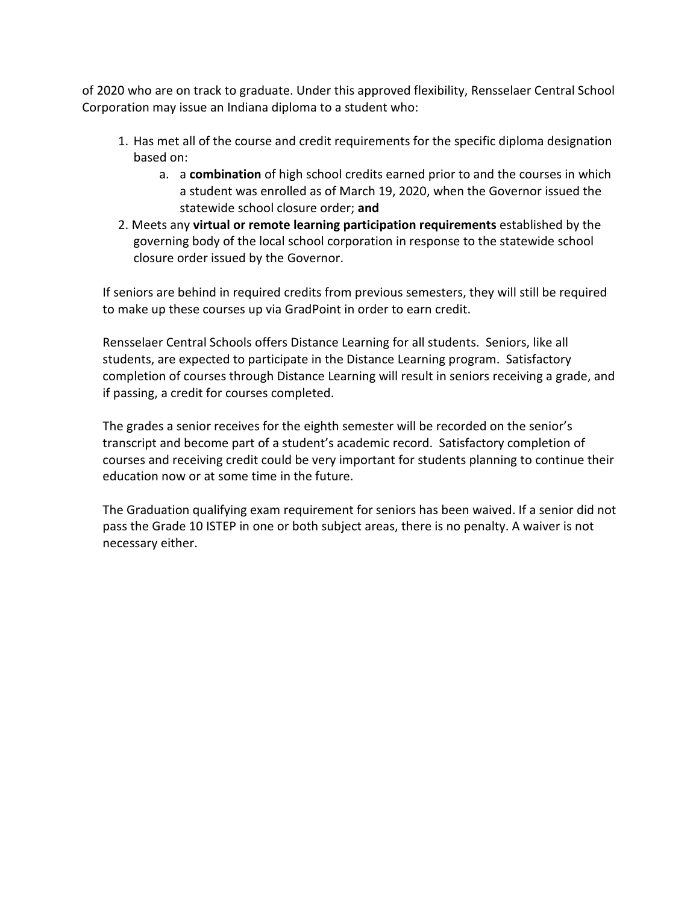of 2020 who are on track to graduate. Under this approved flexibility, Rensselaer Central School Corporation may issue an Indiana diploma to a student who:

1. Has met all of the course and credit requirements for the specific diploma designation based on:
   a. a **combination** of high school credits earned prior to and the courses in which a student was enrolled as of March 19, 2020, when the Governor issued the statewide school closure order; **and**
2. Meets any **virtual or remote learning participation requirements** established by the governing body of the local school corporation in response to the statewide school closure order issued by the Governor.

If seniors are behind in required credits from previous semesters, they will still be required to make up these courses up via GradPoint in order to earn credit.

Rensselaer Central Schools offers Distance Learning for all students. Seniors, like all students, are expected to participate in the Distance Learning program. Satisfactory completion of courses through Distance Learning will result in seniors receiving a grade, and if passing, a credit for courses completed.

The grades a senior receives for the eighth semester will be recorded on the senior's transcript and become part of a student's academic record. Satisfactory completion of courses and receiving credit could be very important for students planning to continue their education now or at some time in the future.

The Graduation qualifying exam requirement for seniors has been waived. If a senior did not pass the Grade 10 ISTEP in one or both subject areas, there is no penalty. A waiver is not necessary either.